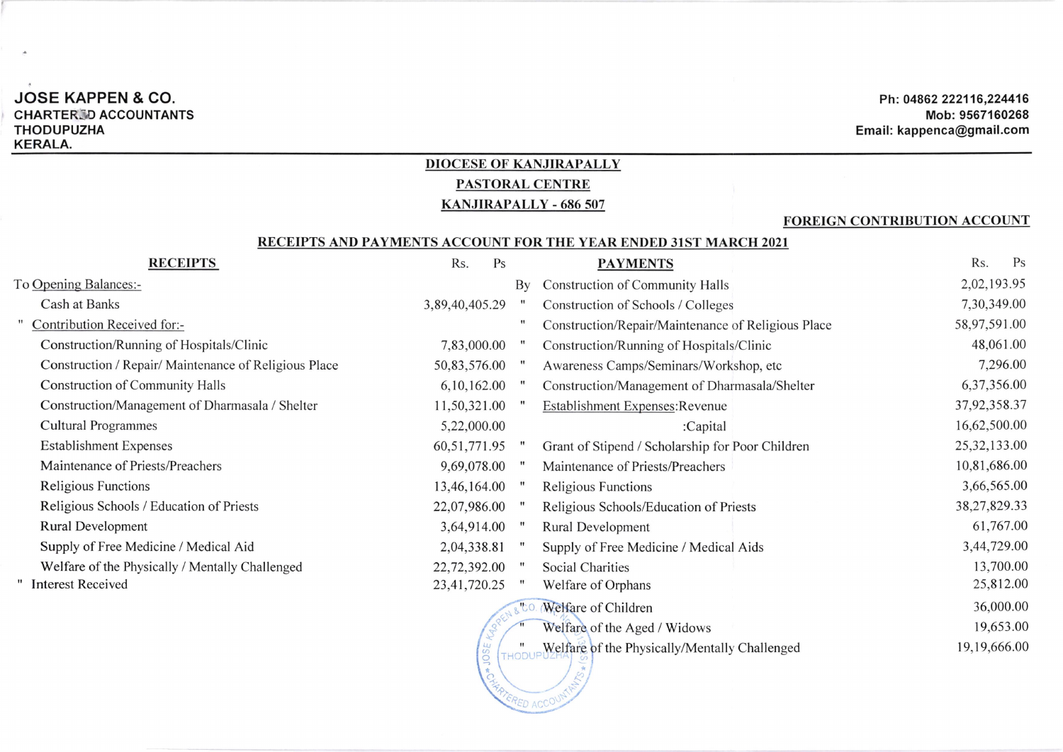**JOSE KAPPEN & CO.**
**CHARTERED ACCOUNTANTS**
**THODUPUZHA**
**KERALA.**

**Ph: 04862 222116,224416**
**Mob: 9567160268**
**Email: kappenca@gmail.com**

## DIOCESE OF KANJIRAPALLY
## PASTORAL CENTRE
## KANJIRAPALLY - 686 507

**FOREIGN CONTRIBUTION ACCOUNT**

### RECEIPTS AND PAYMENTS ACCOUNT FOR THE YEAR ENDED 31ST MARCH 2021

| RECEIPTS | Rs. Ps | | PAYMENTS | Rs. Ps |
|---|---|---|---|---|
| To Opening Balances:- | | By | Construction of Community Halls | 2,02,193.95 |
| Cash at Banks | 3,89,40,405.29 | " | Construction of Schools / Colleges | 7,30,349.00 |
| " Contribution Received for:- | | " | Construction/Repair/Maintenance of Religious Place | 58,97,591.00 |
| Construction/Running of Hospitals/Clinic | 7,83,000.00 | " | Construction/Running of Hospitals/Clinic | 48,061.00 |
| Construction / Repair/ Maintenance of Religious Place | 50,83,576.00 | " | Awareness Camps/Seminars/Workshop, etc | 7,296.00 |
| Construction of Community Halls | 6,10,162.00 | " | Construction/Management of Dharmasala/Shelter | 6,37,356.00 |
| Construction/Management of Dharmasala / Shelter | 11,50,321.00 | " | Establishment Expenses:Revenue | 37,92,358.37 |
| Cultural Programmes | 5,22,000.00 | | :Capital | 16,62,500.00 |
| Establishment Expenses | 60,51,771.95 | " | Grant of Stipend / Scholarship for Poor Children | 25,32,133.00 |
| Maintenance of Priests/Preachers | 9,69,078.00 | " | Maintenance of Priests/Preachers | 10,81,686.00 |
| Religious Functions | 13,46,164.00 | " | Religious Functions | 3,66,565.00 |
| Religious Schools / Education of Priests | 22,07,986.00 | " | Religious Schools/Education of Priests | 38,27,829.33 |
| Rural Development | 3,64,914.00 | " | Rural Development | 61,767.00 |
| Supply of Free Medicine / Medical Aid | 2,04,338.81 | " | Supply of Free Medicine / Medical Aids | 3,44,729.00 |
| Welfare of the Physically / Mentally Challenged | 22,72,392.00 | " | Social Charities | 13,700.00 |
| " Interest Received | 23,41,720.25 | " | Welfare of Orphans | 25,812.00 |
| | | " | Welfare of Children | 36,000.00 |
| | | " | Welfare of the Aged / Widows | 19,653.00 |
| | | " | Welfare of the Physically/Mentally Challenged | 19,19,666.00 |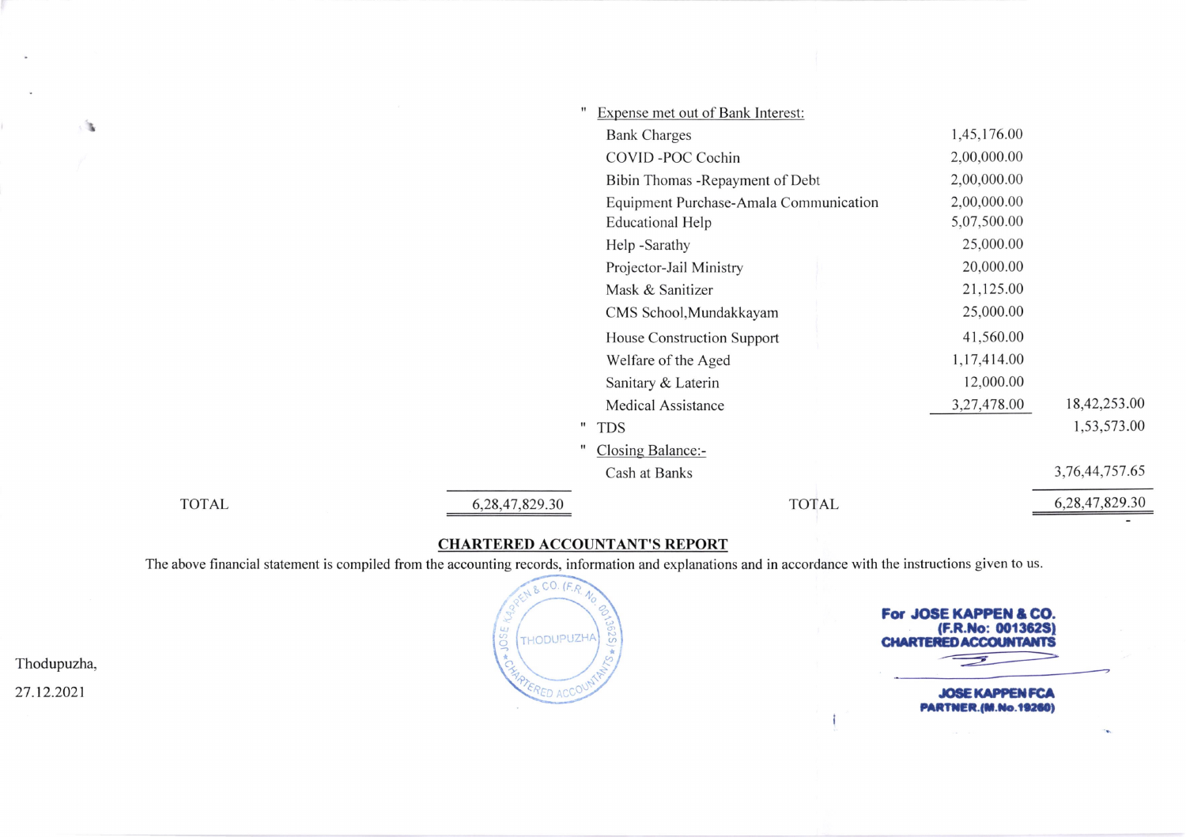| | | | | |
|---|---|---|---|---|
| | | " Expense met out of Bank Interest: | | |
| | | Bank Charges | 1,45,176.00 | |
| | | COVID -POC Cochin | 2,00,000.00 | |
| | | Bibin Thomas -Repayment of Debt | 2,00,000.00 | |
| | | Equipment Purchase-Amala Communication | 2,00,000.00 | |
| | | Educational Help | 5,07,500.00 | |
| | | Help -Sarathy | 25,000.00 | |
| | | Projector-Jail Ministry | 20,000.00 | |
| | | Mask & Sanitizer | 21,125.00 | |
| | | CMS School,Mundakkayam | 25,000.00 | |
| | | House Construction Support | 41,560.00 | |
| | | Welfare of the Aged | 1,17,414.00 | |
| | | Sanitary & Laterin | 12,000.00 | |
| | | Medical Assistance | 3,27,478.00 | 18,42,253.00 |
| | | " TDS | | 1,53,573.00 |
| | | " Closing Balance:- | | |
| | | Cash at Banks | | 3,76,44,757.65 |
| TOTAL | 6,28,47,829.30 | TOTAL | | 6,28,47,829.30 |

## CHARTERED ACCOUNTANT'S REPORT

The above financial statement is compiled from the accounting records, information and explanations and in accordance with the instructions given to us.

Thodupuzha,

27.12.2021

**For JOSE KAPPEN & CO.**
**(F.R.No: 001362S)**
**CHARTERED ACCOUNTANTS**

**JOSE KAPPEN FCA**
**PARTNER.(M.No.19260)**